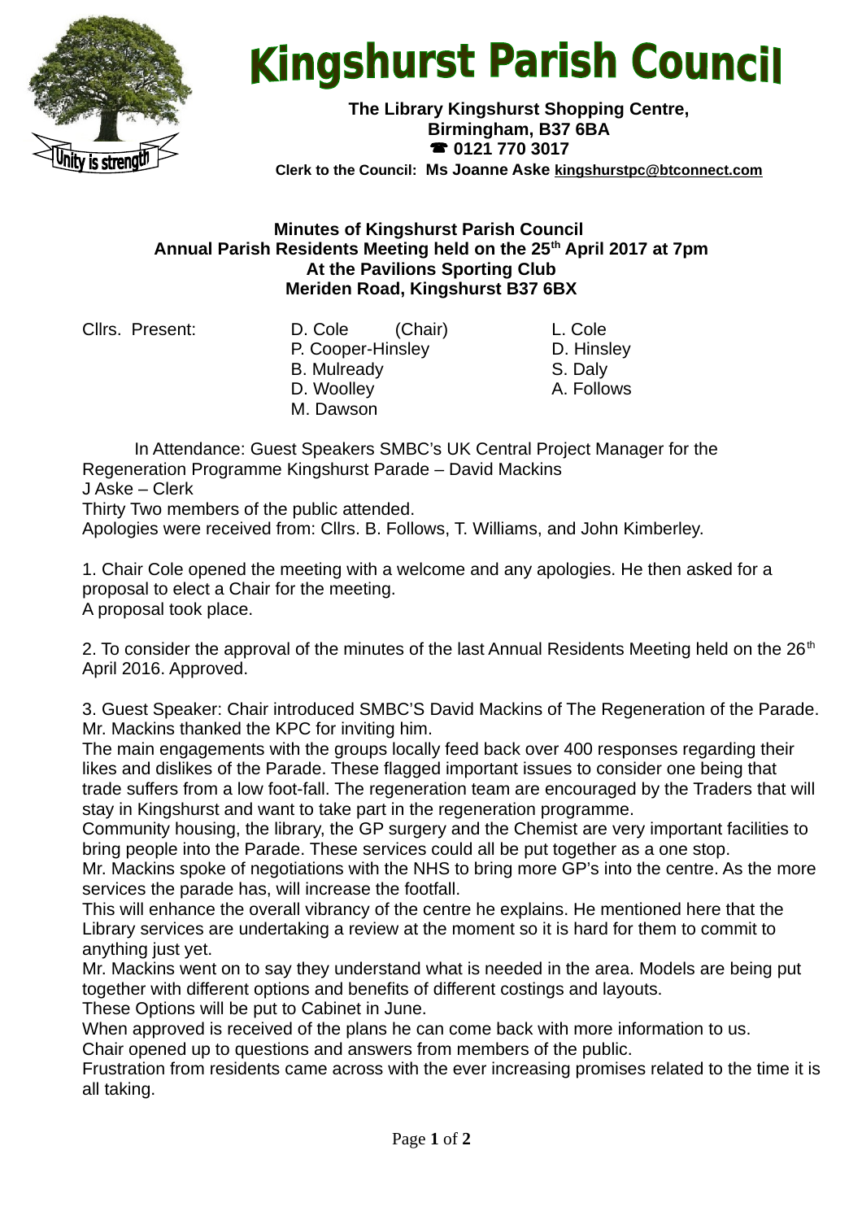# Kingshurst Parish Council

Unity is strength

**The Library Kingshurst Shopping Centre,**
**Birmingham, B37 6BA**
**☎ 0121 770 3017**
**Clerk to the Council: Ms Joanne Aske kingshurstpc@btconnect.com**

**Minutes of Kingshurst Parish Council**
**Annual Parish Residents Meeting held on the 25th April 2017 at 7pm**
**At the Pavilions Sporting Club**
**Meriden Road, Kingshurst B37 6BX**

Cllrs. Present:

| D. Cole (Chair) | L. Cole |
|---|---|
| P. Cooper-Hinsley | D. Hinsley |
| B. Mulready | S. Daly |
| D. Woolley | A. Follows |
| M. Dawson | |

In Attendance: Guest Speakers SMBC's UK Central Project Manager for the Regeneration Programme Kingshurst Parade – David Mackins
J Aske – Clerk
Thirty Two members of the public attended.
Apologies were received from: Cllrs. B. Follows, T. Williams, and John Kimberley.

1. Chair Cole opened the meeting with a welcome and any apologies. He then asked for a proposal to elect a Chair for the meeting.
A proposal took place.

2. To consider the approval of the minutes of the last Annual Residents Meeting held on the 26th April 2016. Approved.

3. Guest Speaker: Chair introduced SMBC'S David Mackins of The Regeneration of the Parade. Mr. Mackins thanked the KPC for inviting him.
The main engagements with the groups locally feed back over 400 responses regarding their likes and dislikes of the Parade. These flagged important issues to consider one being that trade suffers from a low foot-fall. The regeneration team are encouraged by the Traders that will stay in Kingshurst and want to take part in the regeneration programme.
Community housing, the library, the GP surgery and the Chemist are very important facilities to bring people into the Parade. These services could all be put together as a one stop.
Mr. Mackins spoke of negotiations with the NHS to bring more GP's into the centre. As the more services the parade has, will increase the footfall.
This will enhance the overall vibrancy of the centre he explains. He mentioned here that the Library services are undertaking a review at the moment so it is hard for them to commit to anything just yet.
Mr. Mackins went on to say they understand what is needed in the area. Models are being put together with different options and benefits of different costings and layouts.
These Options will be put to Cabinet in June.
When approved is received of the plans he can come back with more information to us.
Chair opened up to questions and answers from members of the public.
Frustration from residents came across with the ever increasing promises related to the time it is all taking.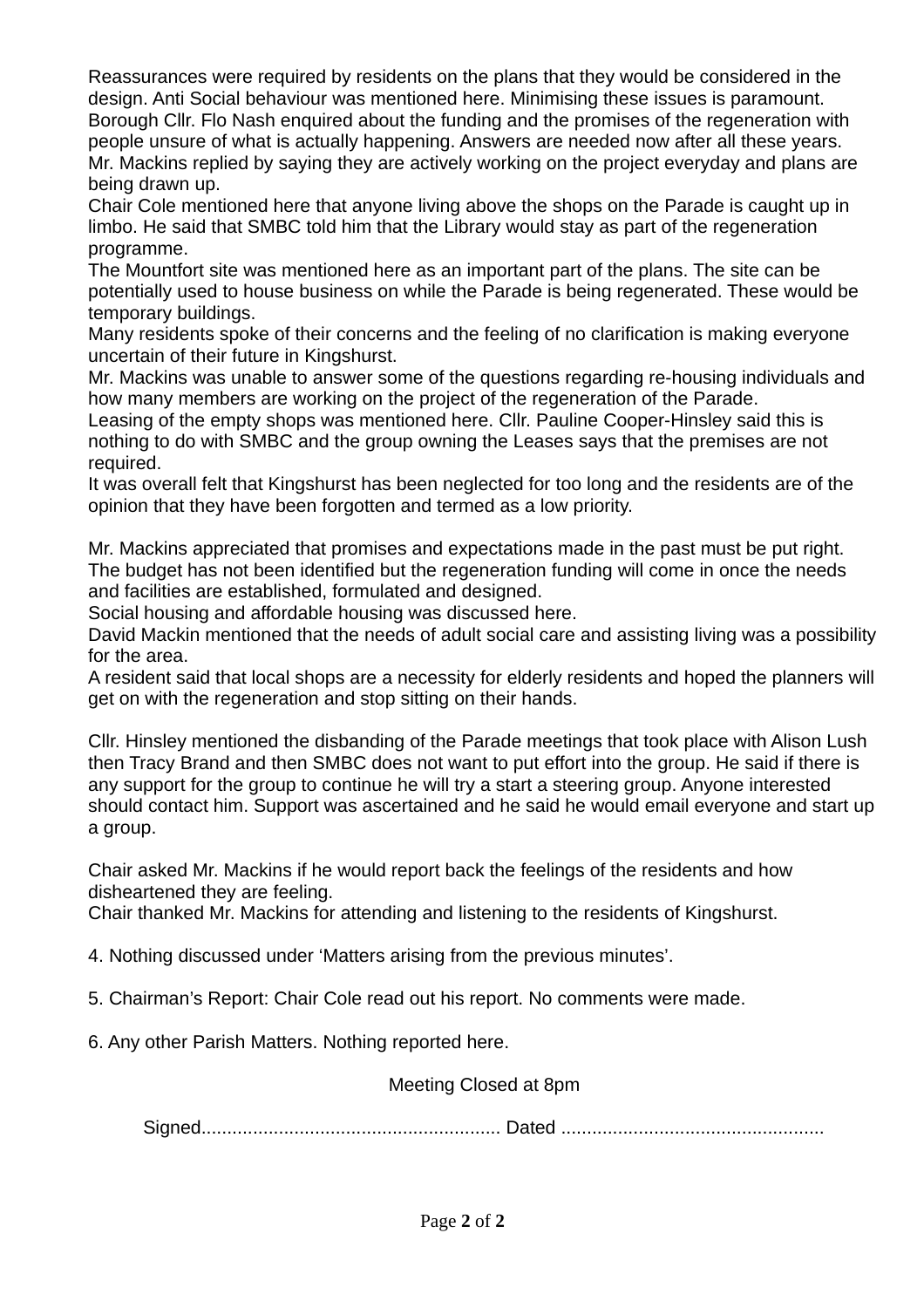Reassurances were required by residents on the plans that they would be considered in the design. Anti Social behaviour was mentioned here. Minimising these issues is paramount.
Borough Cllr. Flo Nash enquired about the funding and the promises of the regeneration with people unsure of what is actually happening. Answers are needed now after all these years.
Mr. Mackins replied by saying they are actively working on the project everyday and plans are being drawn up.
Chair Cole mentioned here that anyone living above the shops on the Parade is caught up in limbo. He said that SMBC told him that the Library would stay as part of the regeneration programme.
The Mountfort site was mentioned here as an important part of the plans. The site can be potentially used to house business on while the Parade is being regenerated. These would be temporary buildings.
Many residents spoke of their concerns and the feeling of no clarification is making everyone uncertain of their future in Kingshurst.
Mr. Mackins was unable to answer some of the questions regarding re-housing individuals and how many members are working on the project of the regeneration of the Parade.
Leasing of the empty shops was mentioned here. Cllr. Pauline Cooper-Hinsley said this is nothing to do with SMBC and the group owning the Leases says that the premises are not required.
It was overall felt that Kingshurst has been neglected for too long and the residents are of the opinion that they have been forgotten and termed as a low priority.

Mr. Mackins appreciated that promises and expectations made in the past must be put right. The budget has not been identified but the regeneration funding will come in once the needs and facilities are established, formulated and designed.
Social housing and affordable housing was discussed here.
David Mackin mentioned that the needs of adult social care and assisting living was a possibility for the area.
A resident said that local shops are a necessity for elderly residents and hoped the planners will get on with the regeneration and stop sitting on their hands.

Cllr. Hinsley mentioned the disbanding of the Parade meetings that took place with Alison Lush then Tracy Brand and then SMBC does not want to put effort into the group. He said if there is any support for the group to continue he will try a start a steering group. Anyone interested should contact him. Support was ascertained and he said he would email everyone and start up a group.

Chair asked Mr. Mackins if he would report back the feelings of the residents and how disheartened they are feeling.
Chair thanked Mr. Mackins for attending and listening to the residents of Kingshurst.

4. Nothing discussed under 'Matters arising from the previous minutes'.

5. Chairman's Report: Chair Cole read out his report. No comments were made.

6. Any other Parish Matters. Nothing reported here.

Meeting Closed at 8pm

Signed......................................................... Dated ..................................................